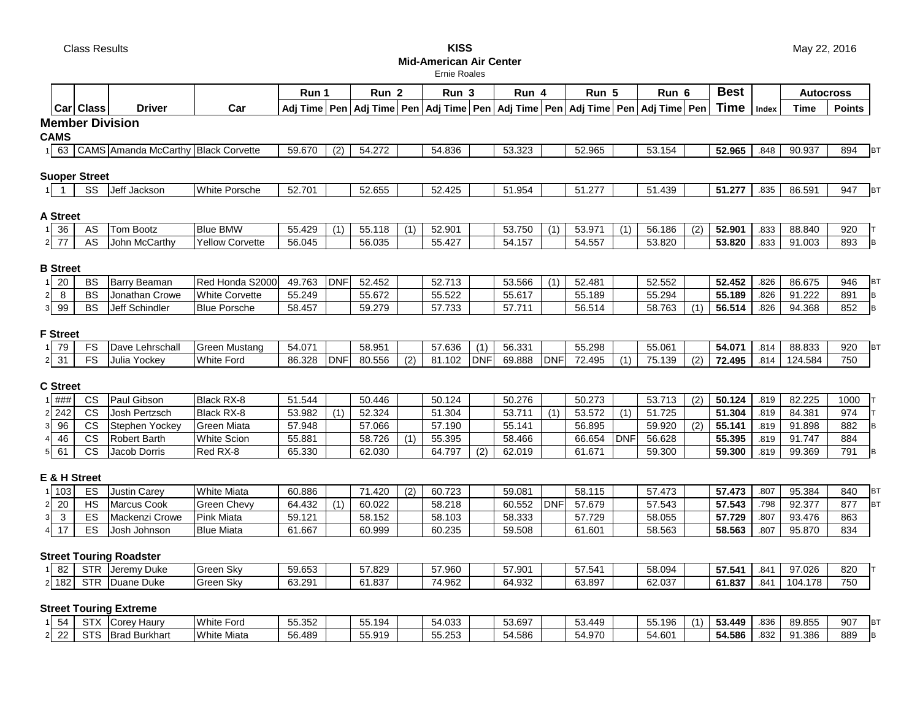Class Results

**KISS**
**Mid-American Air Center**
Ernie Roales

May 22, 2016

| | Car | Class | Driver | Car | Run 1 | | Run 2 | | Run 3 | | Run 4 | | Run 5 | | Run 6 | | Best | | Autocross | | |
|---|---|---|---|---|---|---|---|---|---|---|---|---|---|---|---|---|---|---|---|---|---|
| | | | | | Adj Time | Pen | Adj Time | Pen | Adj Time | Pen | Adj Time | Pen | Adj Time | Pen | Adj Time | Pen | Time | Index | Time | Points | |
| **Member Division** | | | | | | | | | | | | | | | | | | | | | |
| **CAMS** | | | | | | | | | | | | | | | | | | | | | |
| 1 | 63 | CAMS | Amanda McCarthy | Black Corvette | 59.670 | (2) | 54.272 | | 54.836 | | 53.323 | | 52.965 | | 53.154 | | **52.965** | .848 | 90.937 | 894 | BT |
| **Suoper Street** | | | | | | | | | | | | | | | | | | | | | |
| 1 | 1 | SS | Jeff Jackson | White Porsche | 52.701 | | 52.655 | | 52.425 | | 51.954 | | 51.277 | | 51.439 | | **51.277** | .835 | 86.591 | 947 | BT |
| **A Street** | | | | | | | | | | | | | | | | | | | | | |
| 1 | 36 | AS | Tom Bootz | Blue BMW | 55.429 | (1) | 55.118 | (1) | 52.901 | | 53.750 | (1) | 53.971 | (1) | 56.186 | (2) | **52.901** | .833 | 88.840 | 920 | T |
| 2 | 77 | AS | John McCarthy | Yellow Corvette | 56.045 | | 56.035 | | 55.427 | | 54.157 | | 54.557 | | 53.820 | | **53.820** | .833 | 91.003 | 893 | B |
| **B Street** | | | | | | | | | | | | | | | | | | | | | |
| 1 | 20 | BS | Barry Beaman | Red Honda S2000 | 49.763 | DNF | 52.452 | | 52.713 | | 53.566 | (1) | 52.481 | | 52.552 | | **52.452** | .826 | 86.675 | 946 | BT |
| 2 | 8 | BS | Jonathan Crowe | White Corvette | 55.249 | | 55.672 | | 55.522 | | 55.617 | | 55.189 | | 55.294 | | **55.189** | .826 | 91.222 | 891 | B |
| 3 | 99 | BS | Jeff Schindler | Blue Porsche | 58.457 | | 59.279 | | 57.733 | | 57.711 | | 56.514 | | 58.763 | (1) | **56.514** | .826 | 94.368 | 852 | B |
| **F Street** | | | | | | | | | | | | | | | | | | | | | |
| 1 | 79 | FS | Dave Lehrschall | Green Mustang | 54.071 | | 58.951 | | 57.636 | (1) | 56.331 | | 55.298 | | 55.061 | | **54.071** | .814 | 88.833 | 920 | BT |
| 2 | 31 | FS | Julia Yockey | White Ford | 86.328 | DNF | 80.556 | (2) | 81.102 | DNF | 69.888 | DNF | 72.495 | (1) | 75.139 | (2) | **72.495** | .814 | 124.584 | 750 | |
| **C Street** | | | | | | | | | | | | | | | | | | | | | |
| 1 | ### | CS | Paul Gibson | Black RX-8 | 51.544 | | 50.446 | | 50.124 | | 50.276 | | 50.273 | | 53.713 | (2) | **50.124** | .819 | 82.225 | 1000 | T |
| 2 | 242 | CS | Josh Pertzsch | Black RX-8 | 53.982 | (1) | 52.324 | | 51.304 | | 53.711 | (1) | 53.572 | (1) | 51.725 | | **51.304** | .819 | 84.381 | 974 | T |
| 3 | 96 | CS | Stephen Yockey | Green Miata | 57.948 | | 57.066 | | 57.190 | | 55.141 | | 56.895 | | 59.920 | (2) | **55.141** | .819 | 91.898 | 882 | B |
| 4 | 46 | CS | Robert Barth | White Scion | 55.881 | | 58.726 | (1) | 55.395 | | 58.466 | | 66.654 | DNF | 56.628 | | **55.395** | .819 | 91.747 | 884 | |
| 5 | 61 | CS | Jacob Dorris | Red RX-8 | 65.330 | | 62.030 | | 64.797 | (2) | 62.019 | | 61.671 | | 59.300 | | **59.300** | .819 | 99.369 | 791 | B |
| **E & H Street** | | | | | | | | | | | | | | | | | | | | | |
| 1 | 103 | ES | Justin Carey | White Miata | 60.886 | | 71.420 | (2) | 60.723 | | 59.081 | | 58.115 | | 57.473 | | **57.473** | .807 | 95.384 | 840 | BT |
| 2 | 20 | HS | Marcus Cook | Green Chevy | 64.432 | (1) | 60.022 | | 58.218 | | 60.552 | DNF | 57.679 | | 57.543 | | **57.543** | .798 | 92.377 | 877 | BT |
| 3 | 3 | ES | Mackenzi Crowe | Pink Miata | 59.121 | | 58.152 | | 58.103 | | 58.333 | | 57.729 | | 58.055 | | **57.729** | .807 | 93.476 | 863 | |
| 4 | 17 | ES | Josh Johnson | Blue Miata | 61.667 | | 60.999 | | 60.235 | | 59.508 | | 61.601 | | 58.563 | | **58.563** | .807 | 95.870 | 834 | |
| **Street Touring Roadster** | | | | | | | | | | | | | | | | | | | | | |
| 1 | 82 | STR | Jeremy Duke | Green Sky | 59.653 | | 57.829 | | 57.960 | | 57.901 | | 57.541 | | 58.094 | | **57.541** | .841 | 97.026 | 820 | T |
| 2 | 182 | STR | Duane Duke | Green Sky | 63.291 | | 61.837 | | 74.962 | | 64.932 | | 63.897 | | 62.037 | | **61.837** | .841 | 104.178 | 750 | |
| **Street Touring Extreme** | | | | | | | | | | | | | | | | | | | | | |
| 1 | 54 | STX | Corey Haury | White Ford | 55.352 | | 55.194 | | 54.033 | | 53.697 | | 53.449 | | 55.196 | (1) | **53.449** | .836 | 89.855 | 907 | BT |
| 2 | 22 | STS | Brad Burkhart | White Miata | 56.489 | | 55.919 | | 55.253 | | 54.586 | | 54.970 | | 54.601 | | **54.586** | .832 | 91.386 | 889 | B |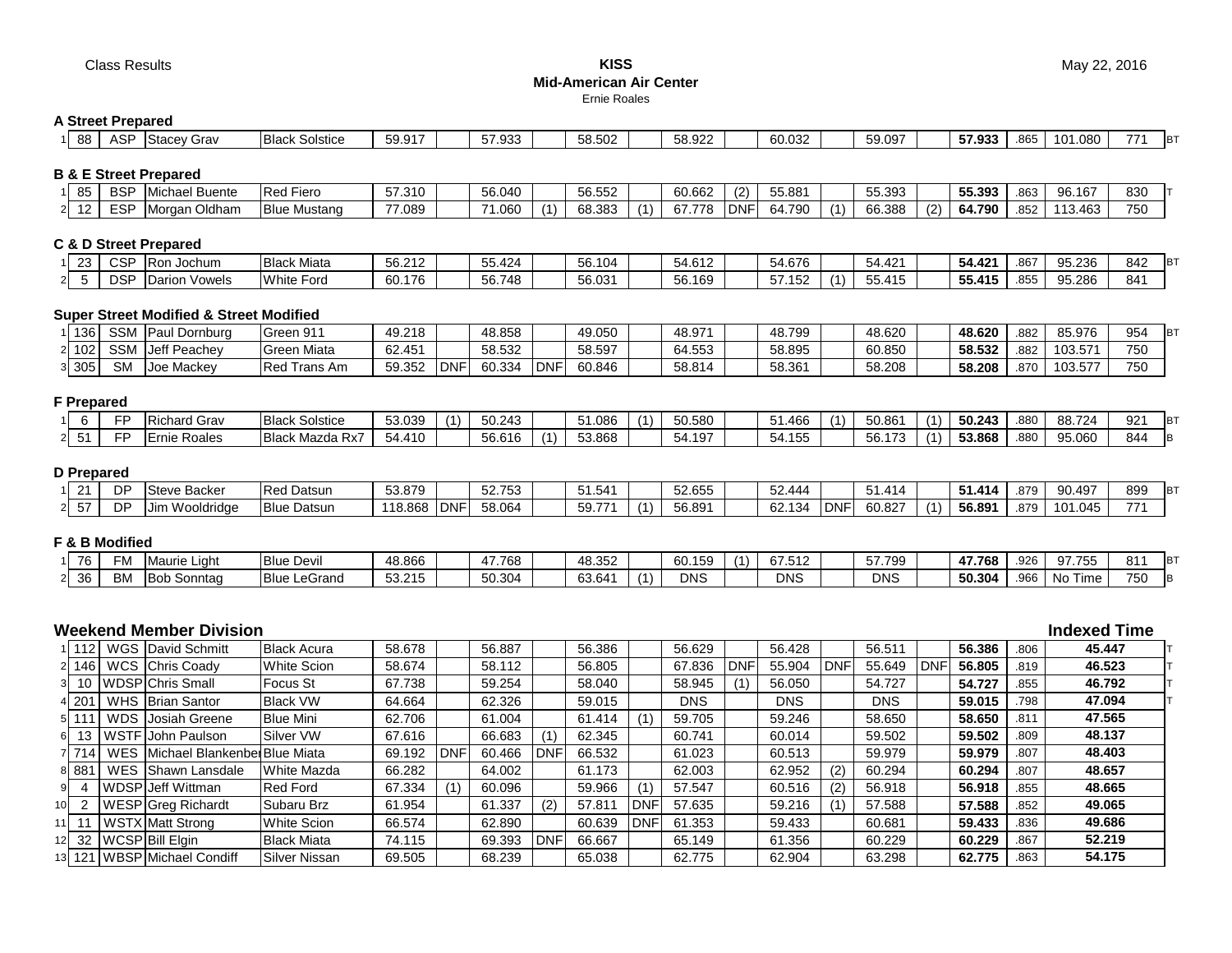Class Results

**KISS**
**Mid-American Air Center**
Ernie Roales

May 22, 2016

### A Street Prepared

| | # | Class | Driver | Car | Run 1 | | Run 2 | | Run 3 | | Run 4 | | Run 5 | | Run 6 | | Best | Index | | Points | |
|---|---|---|---|---|---|---|---|---|---|---|---|---|---|---|---|---|---|---|---|---|---|
| 1 | 88 | ASP | Stacey Grav | Black Solstice | 59.917 | | 57.933 | | 58.502 | | 58.922 | | 60.032 | | 59.097 | | **57.933** | .865 | 101.080 | 771 | BT |

### B & E Street Prepared

| | # | Class | Driver | Car | Run 1 | | Run 2 | | Run 3 | | Run 4 | | Run 5 | | Run 6 | | Best | Index | | Points | |
|---|---|---|---|---|---|---|---|---|---|---|---|---|---|---|---|---|---|---|---|---|---|
| 1 | 85 | BSP | Michael Buente | Red Fiero | 57.310 | | 56.040 | | 56.552 | | 60.662 | (2) | 55.881 | | 55.393 | | **55.393** | .863 | 96.167 | 830 | T |
| 2 | 12 | ESP | Morgan Oldham | Blue Mustang | 77.089 | | 71.060 | (1) | 68.383 | (1) | 67.778 | DNF | 64.790 | (1) | 66.388 | (2) | **64.790** | .852 | 113.463 | 750 | |

### C & D Street Prepared

| | # | Class | Driver | Car | Run 1 | | Run 2 | | Run 3 | | Run 4 | | Run 5 | | Run 6 | | Best | Index | | Points | |
|---|---|---|---|---|---|---|---|---|---|---|---|---|---|---|---|---|---|---|---|---|---|
| 1 | 23 | CSP | Ron Jochum | Black Miata | 56.212 | | 55.424 | | 56.104 | | 54.612 | | 54.676 | | 54.421 | | **54.421** | .867 | 95.236 | 842 | BT |
| 2 | 5 | DSP | Darion Vowels | White Ford | 60.176 | | 56.748 | | 56.031 | | 56.169 | | 57.152 | (1) | 55.415 | | **55.415** | .855 | 95.286 | 841 | |

### Super Street Modified & Street Modified

| | # | Class | Driver | Car | Run 1 | | Run 2 | | Run 3 | | Run 4 | | Run 5 | | Run 6 | | Best | Index | | Points | |
|---|---|---|---|---|---|---|---|---|---|---|---|---|---|---|---|---|---|---|---|---|---|
| 1 | 136 | SSM | Paul Dornburg | Green 911 | 49.218 | | 48.858 | | 49.050 | | 48.971 | | 48.799 | | 48.620 | | **48.620** | .882 | 85.976 | 954 | BT |
| 2 | 102 | SSM | Jeff Peachey | Green Miata | 62.451 | | 58.532 | | 58.597 | | 64.553 | | 58.895 | | 60.850 | | **58.532** | .882 | 103.571 | 750 | |
| 3 | 305 | SM | Joe Mackey | Red Trans Am | 59.352 | DNF | 60.334 | DNF | 60.846 | | 58.814 | | 58.361 | | 58.208 | | **58.208** | .870 | 103.577 | 750 | |

### F Prepared

| | # | Class | Driver | Car | Run 1 | | Run 2 | | Run 3 | | Run 4 | | Run 5 | | Run 6 | | Best | Index | | Points | |
|---|---|---|---|---|---|---|---|---|---|---|---|---|---|---|---|---|---|---|---|---|---|
| 1 | 6 | FP | Richard Grav | Black Solstice | 53.039 | (1) | 50.243 | | 51.086 | (1) | 50.580 | | 51.466 | (1) | 50.861 | (1) | **50.243** | .880 | 88.724 | 921 | BT |
| 2 | 51 | FP | Ernie Roales | Black Mazda Rx7 | 54.410 | | 56.616 | (1) | 53.868 | | 54.197 | | 54.155 | | 56.173 | (1) | **53.868** | .880 | 95.060 | 844 | B |

### D Prepared

| | # | Class | Driver | Car | Run 1 | | Run 2 | | Run 3 | | Run 4 | | Run 5 | | Run 6 | | Best | Index | | Points | |
|---|---|---|---|---|---|---|---|---|---|---|---|---|---|---|---|---|---|---|---|---|---|
| 1 | 21 | DP | Steve Backer | Red Datsun | 53.879 | | 52.753 | | 51.541 | | 52.655 | | 52.444 | | 51.414 | | **51.414** | .879 | 90.497 | 899 | BT |
| 2 | 57 | DP | Jim Wooldridge | Blue Datsun | 118.868 | DNF | 58.064 | | 59.771 | (1) | 56.891 | | 62.134 | DNF | 60.827 | (1) | **56.891** | .879 | 101.045 | 771 | |

### F & B Modified

| | # | Class | Driver | Car | Run 1 | | Run 2 | | Run 3 | | Run 4 | | Run 5 | | Run 6 | | Best | Index | | Points | |
|---|---|---|---|---|---|---|---|---|---|---|---|---|---|---|---|---|---|---|---|---|---|
| 1 | 76 | FM | Maurie Light | Blue Devil | 48.866 | | 47.768 | | 48.352 | | 60.159 | (1) | 67.512 | | 57.799 | | **47.768** | .926 | 97.755 | 811 | BT |
| 2 | 36 | BM | Bob Sonntag | Blue LeGrand | 53.215 | | 50.304 | | 63.641 | (1) | DNS | | DNS | | DNS | | **50.304** | .966 | No Time | 750 | B |

### Weekend Member Division

| | # | Class | Driver | Car | Run 1 | | Run 2 | | Run 3 | | Run 4 | | Run 5 | | Run 6 | | Best | Index | Indexed Time | |
|---|---|---|---|---|---|---|---|---|---|---|---|---|---|---|---|---|---|---|---|---|
| 1 | 112 | WGS | David Schmitt | Black Acura | 58.678 | | 56.887 | | 56.386 | | 56.629 | | 56.428 | | 56.511 | | **56.386** | .806 | **45.447** | T |
| 2 | 146 | WCS | Chris Coady | White Scion | 58.674 | | 58.112 | | 56.805 | | 67.836 | DNF | 55.904 | DNF | 55.649 | DNF | **56.805** | .819 | **46.523** | T |
| 3 | 10 | WDSP | Chris Small | Focus St | 67.738 | | 59.254 | | 58.040 | | 58.945 | (1) | 56.050 | | 54.727 | | **54.727** | .855 | **46.792** | T |
| 4 | 201 | WHS | Brian Santor | Black VW | 64.664 | | 62.326 | | 59.015 | | DNS | | DNS | | DNS | | **59.015** | .798 | **47.094** | T |
| 5 | 111 | WDS | Josiah Greene | Blue Mini | 62.706 | | 61.004 | | 61.414 | (1) | 59.705 | | 59.246 | | 58.650 | | **58.650** | .811 | **47.565** | |
| 6 | 13 | WSTF | John Paulson | Silver VW | 67.616 | | 66.683 | (1) | 62.345 | | 60.741 | | 60.014 | | 59.502 | | **59.502** | .809 | **48.137** | |
| 7 | 714 | WES | Michael Blankenber | Blue Miata | 69.192 | DNF | 60.466 | DNF | 66.532 | | 61.023 | | 60.513 | | 59.979 | | **59.979** | .807 | **48.403** | |
| 8 | 881 | WES | Shawn Lansdale | White Mazda | 66.282 | | 64.002 | | 61.173 | | 62.003 | | 62.952 | (2) | 60.294 | | **60.294** | .807 | **48.657** | |
| 9 | 4 | WDSP | Jeff Wittman | Red Ford | 67.334 | (1) | 60.096 | | 59.966 | (1) | 57.547 | | 60.516 | (2) | 56.918 | | **56.918** | .855 | **48.665** | |
| 10 | 2 | WESP | Greg Richardt | Subaru Brz | 61.954 | | 61.337 | (2) | 57.811 | DNF | 57.635 | | 59.216 | (1) | 57.588 | | **57.588** | .852 | **49.065** | |
| 11 | 11 | WSTX | Matt Strong | White Scion | 66.574 | | 62.890 | | 60.639 | DNF | 61.353 | | 59.433 | | 60.681 | | **59.433** | .836 | **49.686** | |
| 12 | 32 | WCSP | Bill Elgin | Black Miata | 74.115 | | 69.393 | DNF | 66.667 | | 65.149 | | 61.356 | | 60.229 | | **60.229** | .867 | **52.219** | |
| 13 | 121 | WBSP | Michael Condiff | Silver Nissan | 69.505 | | 68.239 | | 65.038 | | 62.775 | | 62.904 | | 63.298 | | **62.775** | .863 | **54.175** | |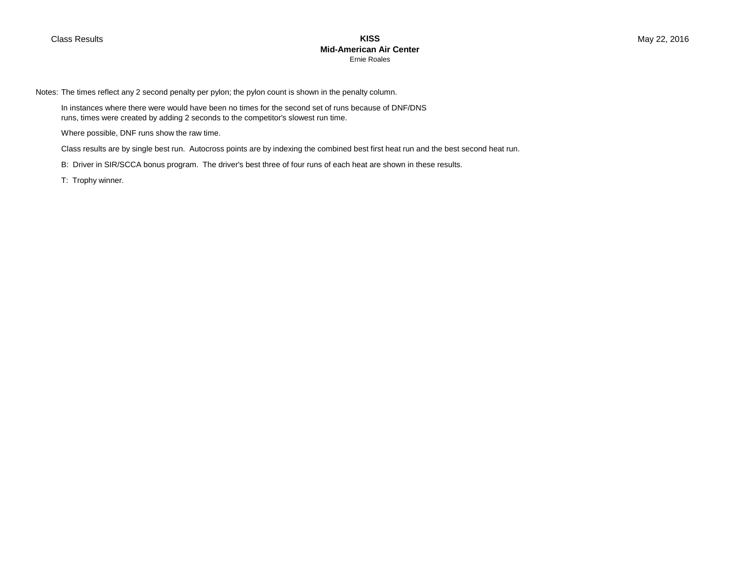Notes: The times reflect any 2 second penalty per pylon; the pylon count is shown in the penalty column.

In instances where there were would have been no times for the second set of runs because of DNF/DNS runs, times were created by adding 2 seconds to the competitor's slowest run time.

Where possible, DNF runs show the raw time.

Class results are by single best run. Autocross points are by indexing the combined best first heat run and the best second heat run.

B: Driver in SIR/SCCA bonus program. The driver's best three of four runs of each heat are shown in these results.

T: Trophy winner.